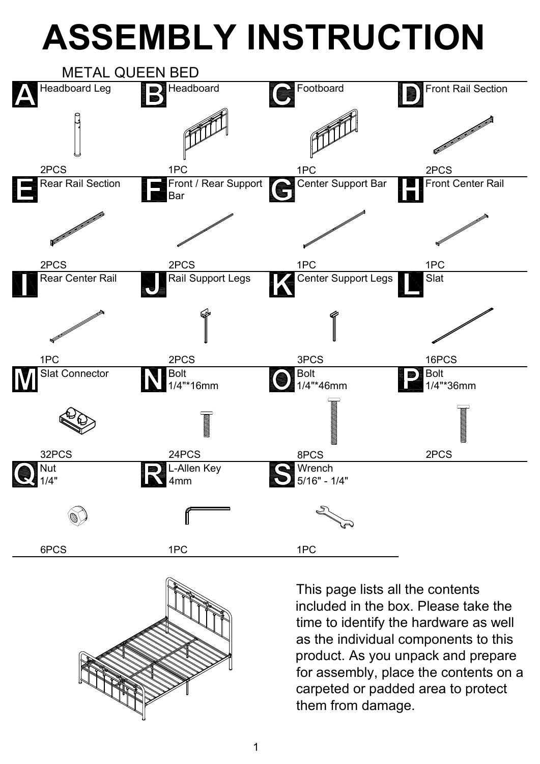# ASSEMBLY INSTRUCTION

## METAL QUEEN BED

| Part | Name | Quantity |
|---|---|---|
| A | Headboard Leg | 2PCS |
| B | Headboard | 1PC |
| C | Footboard | 1PC |
| D | Front Rail Section | 2PCS |
| E | Rear Rail Section | 2PCS |
| F | Front / Rear Support Bar | 2PCS |
| G | Center Support Bar | 1PC |
| H | Front Center Rail | 1PC |
| I | Rear Center Rail | 1PC |
| J | Rail Support Legs | 2PCS |
| K | Center Support Legs | 3PCS |
| L | Slat | 16PCS |
| M | Slat Connector | 32PCS |
| N | Bolt 1/4"*16mm | 24PCS |
| O | Bolt 1/4"*46mm | 8PCS |
| P | Bolt 1/4"*36mm | 2PCS |
| Q | Nut 1/4" | 6PCS |
| R | L-Allen Key 4mm | 1PC |
| S | Wrench 5/16" - 1/4" | 1PC |

This page lists all the contents included in the box. Please take the time to identify the hardware as well as the individual components to this product. As you unpack and prepare for assembly, place the contents on a carpeted or padded area to protect them from damage.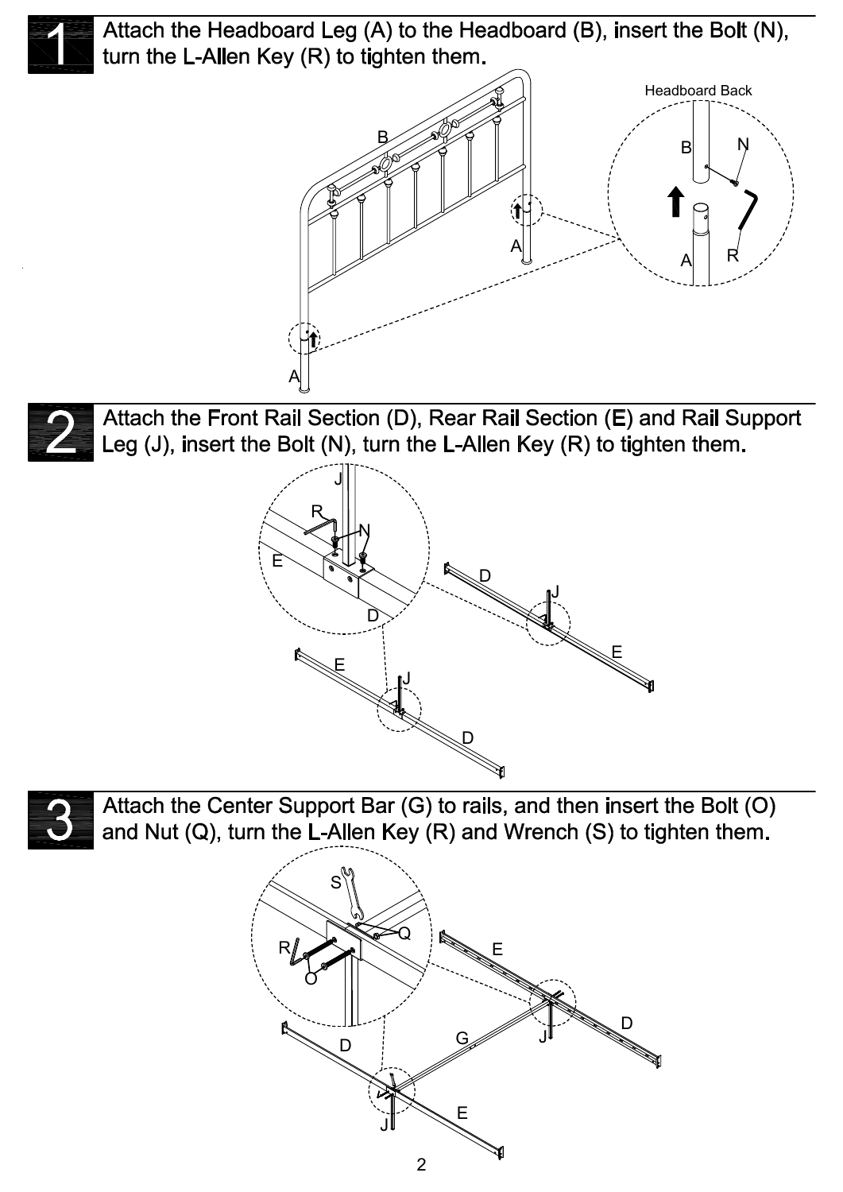**1** Attach the Headboard Leg (A) to the Headboard (B), insert the Bolt (N), turn the L-Allen Key (R) to tighten them.

**2** Attach the Front Rail Section (D), Rear Rail Section (E) and Rail Support Leg (J), insert the Bolt (N), turn the L-Allen Key (R) to tighten them.

**3** Attach the Center Support Bar (G) to rails, and then insert the Bolt (O) and Nut (Q), turn the L-Allen Key (R) and Wrench (S) to tighten them.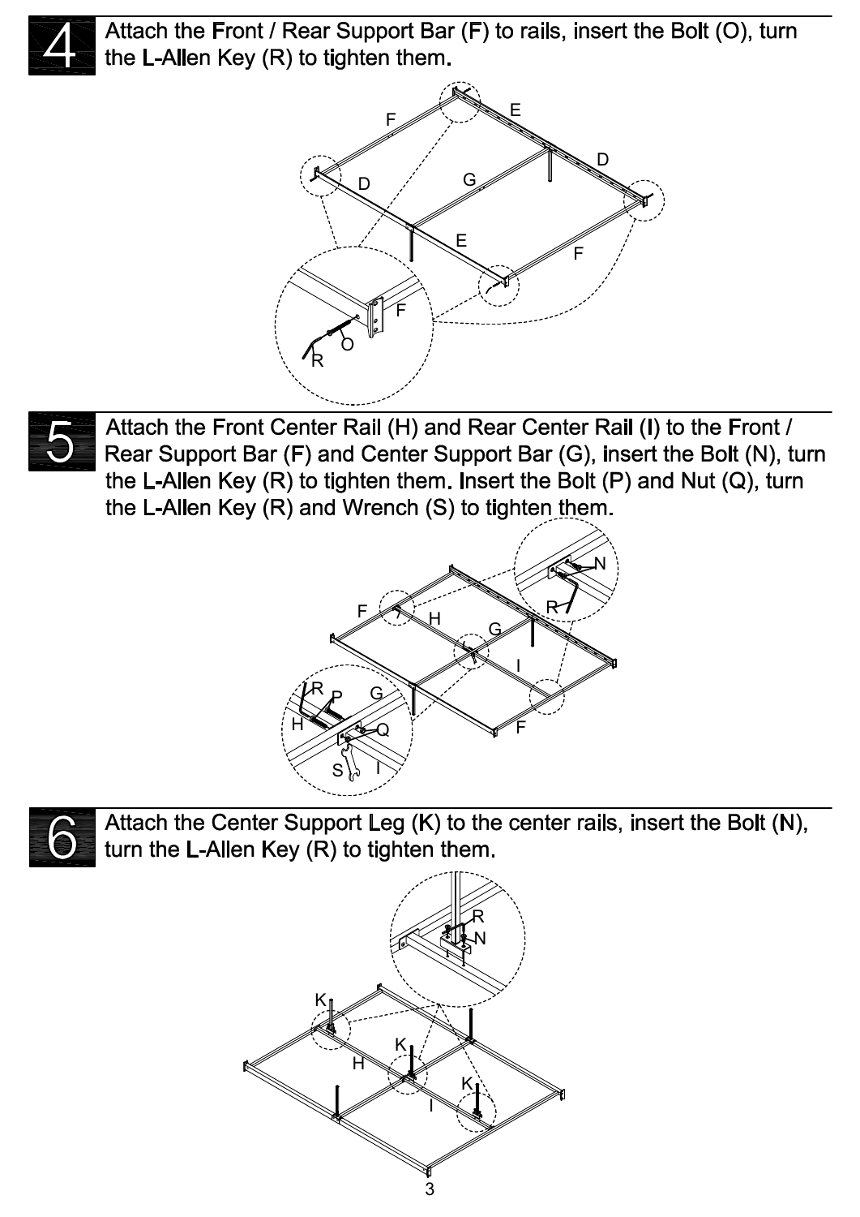## 4

Attach the Front / Rear Support Bar (F) to rails, insert the Bolt (O), turn the L-Allen Key (R) to tighten them.

## 5

Attach the Front Center Rail (H) and Rear Center Rail (I) to the Front / Rear Support Bar (F) and Center Support Bar (G), insert the Bolt (N), turn the L-Allen Key (R) to tighten them. Insert the Bolt (P) and Nut (Q), turn the L-Allen Key (R) and Wrench (S) to tighten them.

## 6

Attach the Center Support Leg (K) to the center rails, insert the Bolt (N), turn the L-Allen Key (R) to tighten them.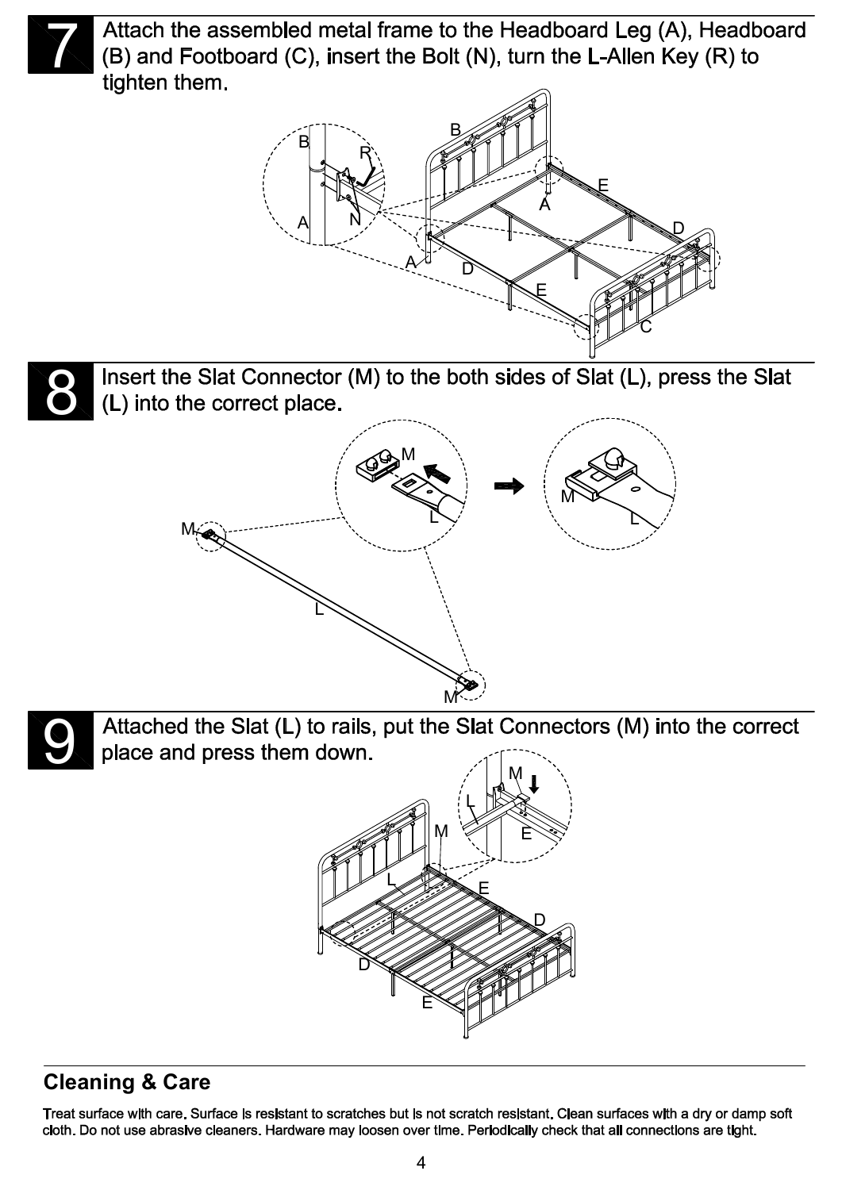## 7

Attach the assembled metal frame to the Headboard Leg (A), Headboard (B) and Footboard (C), insert the Bolt (N), turn the L-Allen Key (R) to tighten them.

## 8

Insert the Slat Connector (M) to the both sides of Slat (L), press the Slat (L) into the correct place.

## 9

Attached the Slat (L) to rails, put the Slat Connectors (M) into the correct place and press them down.

## Cleaning & Care

Treat surface with care. Surface is resistant to scratches but is not scratch resistant. Clean surfaces with a dry or damp soft cloth. Do not use abrasive cleaners. Hardware may loosen over time. Periodically check that all connections are tight.